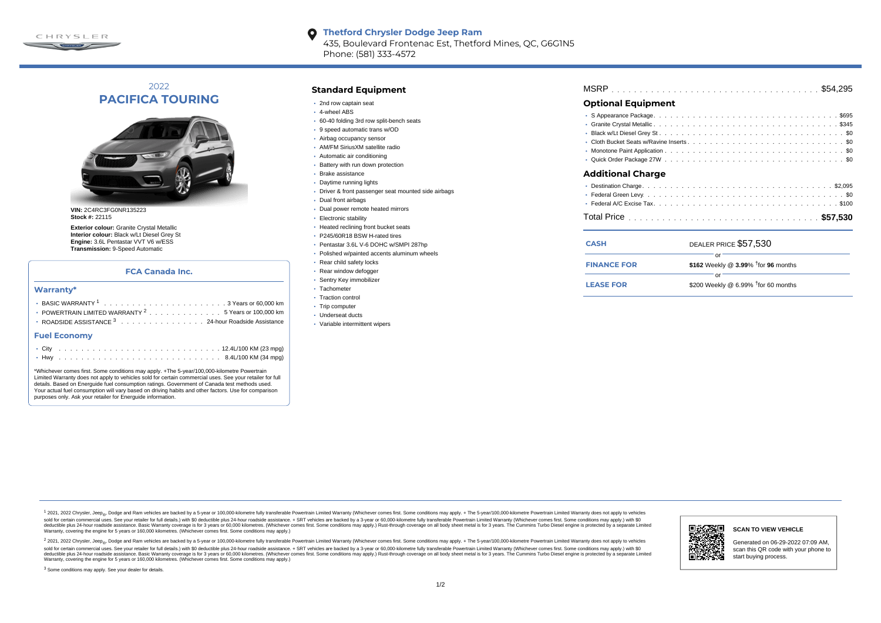**Thetford Chrysler Dodge Jeep Ram**
435, Boulevard Frontenac Est, Thetford Mines, QC, G6G1N5
Phone: (581) 333-4572

# 2022 PACIFICA TOURING

**VIN:** 2C4RC3FG0NR135223
**Stock #:** 22115

**Exterior colour:** Granite Crystal Metallic
**Interior colour:** Black w/Lt Diesel Grey St
**Engine:** 3.6L Pentastar VVT V6 w/ESS
**Transmission:** 9-Speed Automatic

### FCA Canada Inc.

## Warranty*

- BASIC WARRANTY [1] . . . . . 3 Years or 60,000 km
- POWERTRAIN LIMITED WARRANTY [2] . . . . . 5 Years or 100,000 km
- ROADSIDE ASSISTANCE [3] . . . . . 24-hour Roadside Assistance

## Fuel Economy

- City . . . . . 12.4L/100 KM (23 mpg)
- Hwy . . . . . 8.4L/100 KM (34 mpg)

*Whichever comes first. Some conditions may apply. +The 5-year/100,000-kilometre Powertrain Limited Warranty does not apply to vehicles sold for certain commercial uses. See your retailer for full details. Based on Energuide fuel consumption ratings. Government of Canada test methods used. Your actual fuel consumption will vary based on driving habits and other factors. Use for comparison purposes only. Ask your retailer for Energuide information.

## Standard Equipment

- 2nd row captain seat
- 4-wheel ABS
- 60-40 folding 3rd row split-bench seats
- 9 speed automatic trans w/OD
- Airbag occupancy sensor
- AM/FM SiriusXM satellite radio
- Automatic air conditioning
- Battery with run down protection
- Brake assistance
- Daytime running lights
- Driver & front passenger seat mounted side airbags
- Dual front airbags
- Dual power remote heated mirrors
- Electronic stability
- Heated reclining front bucket seats
- P245/60R18 BSW H-rated tires
- Pentastar 3.6L V-6 DOHC w/SMPI 287hp
- Polished w/painted accents aluminum wheels
- Rear child safety locks
- Rear window defogger
- Sentry Key immobilizer
- Tachometer
- Traction control
- Trip computer
- Underseat ducts
- Variable intermittent wipers

MSRP . . . . . $54,295

## Optional Equipment

- S Appearance Package . . . . . $695
- Granite Crystal Metallic . . . . . $345
- Black w/Lt Diesel Grey St . . . . . $0
- Cloth Bucket Seats w/Ravine Inserts . . . . . $0
- Monotone Paint Application . . . . . $0
- Quick Order Package 27W . . . . . $0

## Additional Charge

- Destination Charge . . . . . $2,095
- Federal Green Levy . . . . . $0
- Federal A/C Excise Tax . . . . . $100

Total Price . . . . . **$57,530**

| | |
|---|---|
| **CASH** | DEALER PRICE $57,530 |
| | or |
| **FINANCE FOR** | **$162** Weekly @ **3.99**% †for **96** months |
| | or |
| **LEASE FOR** | $200 Weekly @ 6.99% †for 60 months |

[1] 2021, 2022 Chrysler, Jeep®, Dodge and Ram vehicles are backed by a 5-year or 100,000-kilometre fully transferable Powertrain Limited Warranty (Whichever comes first. Some conditions may apply. + The 5-year/100,000-kilometre Powertrain Limited Warranty does not apply to vehicles sold for certain commercial uses. See your retailer for full details.) with $0 deductible plus 24-hour roadside assistance. + SRT vehicles are backed by a 3-year or 60,000-kilometre fully transferable Powertrain Limited Warranty (Whichever comes first. Some conditions may apply.) with $0 deductible plus 24-hour roadside assistance. Basic Warranty coverage is for 3 years or 60,000 kilometres. (Whichever comes first. Some conditions may apply.) Rust-through coverage on all body sheet metal is for 3 years. The Cummins Turbo Diesel engine is protected by a separate Limited Warranty, covering the engine for 5 years or 160,000 kilometres. (Whichever comes first. Some conditions may apply.)

[2] 2021, 2022 Chrysler, Jeep®, Dodge and Ram vehicles are backed by a 5-year or 100,000-kilometre fully transferable Powertrain Limited Warranty (Whichever comes first. Some conditions may apply. + The 5-year/100,000-kilometre Powertrain Limited Warranty does not apply to vehicles sold for certain commercial uses. See your retailer for full details.) with $0 deductible plus 24-hour roadside assistance. + SRT vehicles are backed by a 3-year or 60,000-kilometre fully transferable Powertrain Limited Warranty (Whichever comes first. Some conditions may apply.) with $0 deductible plus 24-hour roadside assistance. Basic Warranty coverage is for 3 years or 60,000 kilometres. (Whichever comes first. Some conditions may apply.) Rust-through coverage on all body sheet metal is for 3 years. The Cummins Turbo Diesel engine is protected by a separate Limited Warranty, covering the engine for 5 years or 160,000 kilometres. (Whichever comes first. Some conditions may apply.)

[3] Some conditions may apply. See your dealer for details.

**SCAN TO VIEW VEHICLE**

Generated on 06-29-2022 07:09 AM, scan this QR code with your phone to start buying process.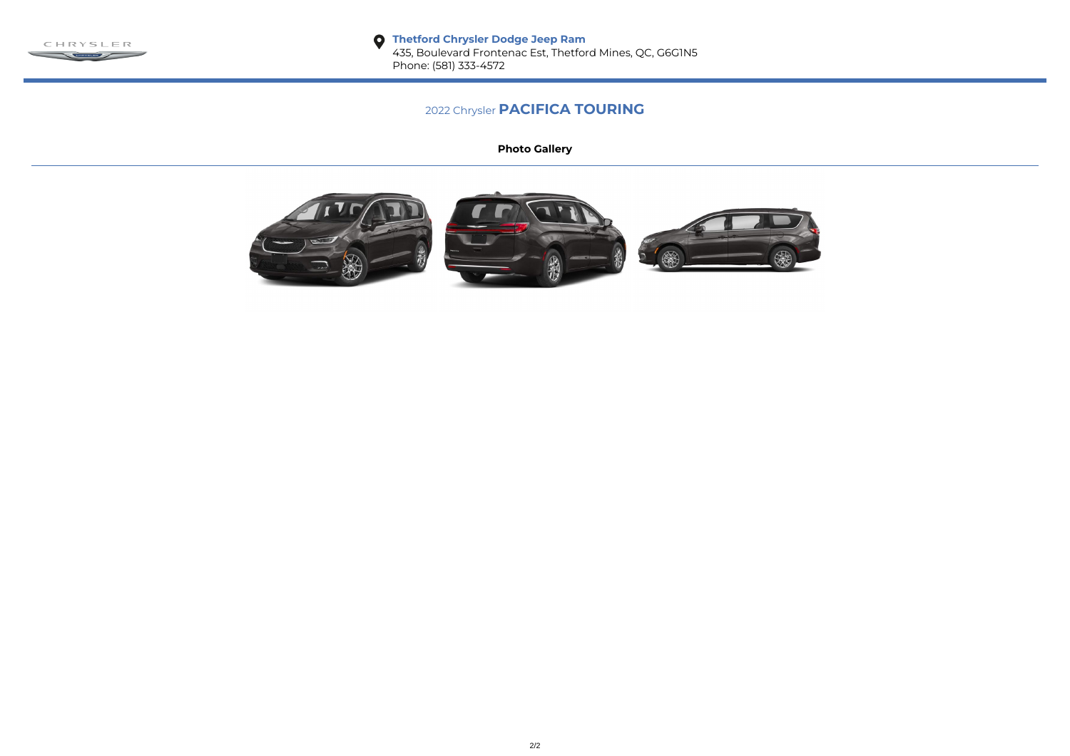**Thetford Chrysler Dodge Jeep Ram**
435, Boulevard Frontenac Est, Thetford Mines, QC, G6G1N5
Phone: (581) 333-4572

# 2022 Chrysler **PACIFICA TOURING**

## Photo Gallery